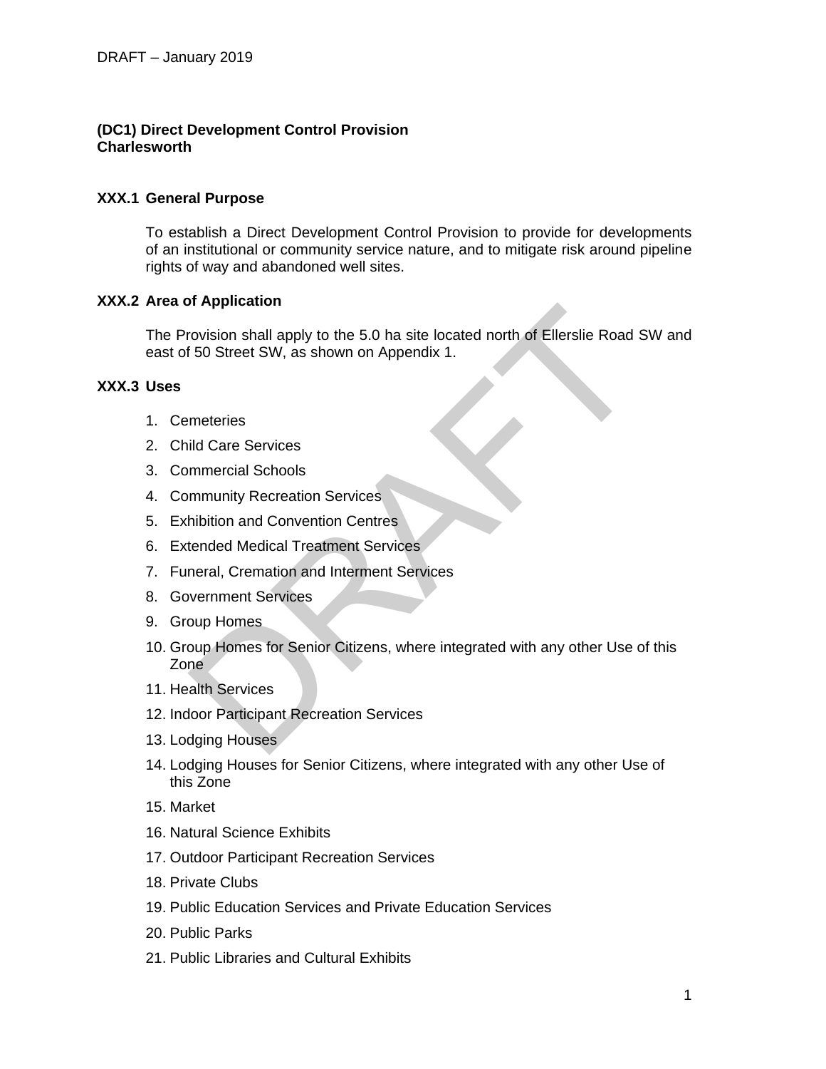**(DC1) Direct Development Control Provision**
**Charlesworth**

### XXX.1 General Purpose

To establish a Direct Development Control Provision to provide for developments of an institutional or community service nature, and to mitigate risk around pipeline rights of way and abandoned well sites.

### XXX.2 Area of Application

The Provision shall apply to the 5.0 ha site located north of Ellerslie Road SW and east of 50 Street SW, as shown on Appendix 1.

### XXX.3 Uses

1. Cemeteries
2. Child Care Services
3. Commercial Schools
4. Community Recreation Services
5. Exhibition and Convention Centres
6. Extended Medical Treatment Services
7. Funeral, Cremation and Interment Services
8. Government Services
9. Group Homes
10. Group Homes for Senior Citizens, where integrated with any other Use of this Zone
11. Health Services
12. Indoor Participant Recreation Services
13. Lodging Houses
14. Lodging Houses for Senior Citizens, where integrated with any other Use of this Zone
15. Market
16. Natural Science Exhibits
17. Outdoor Participant Recreation Services
18. Private Clubs
19. Public Education Services and Private Education Services
20. Public Parks
21. Public Libraries and Cultural Exhibits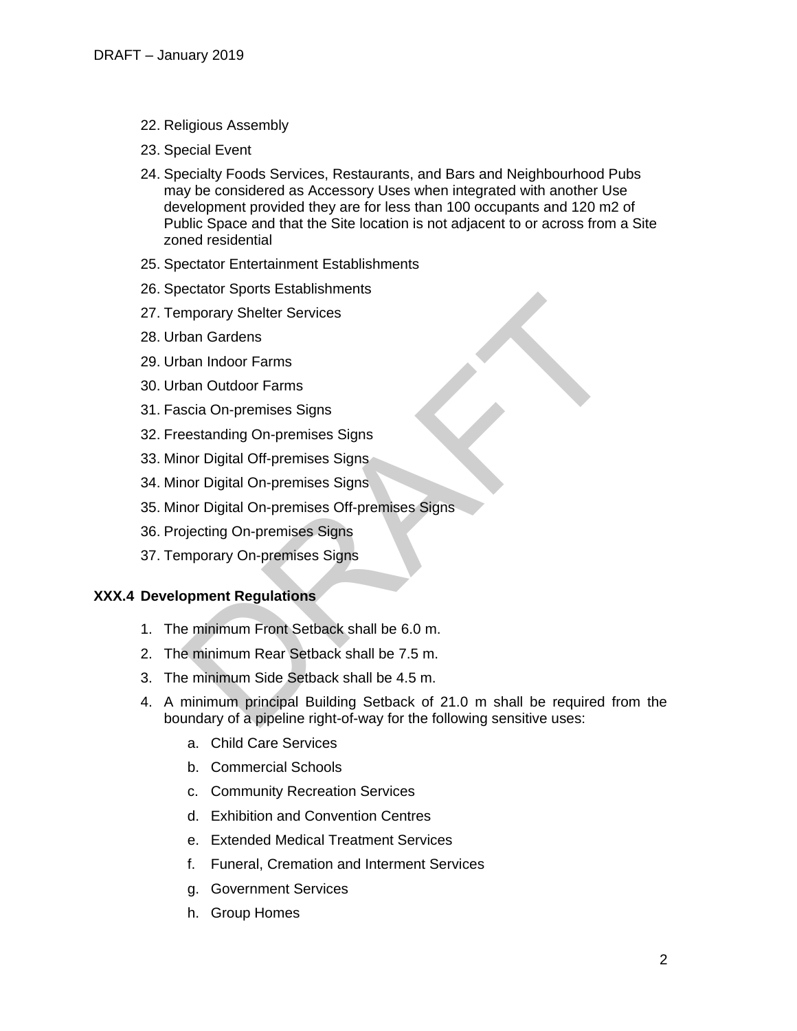22. Religious Assembly
23. Special Event
24. Specialty Foods Services, Restaurants, and Bars and Neighbourhood Pubs may be considered as Accessory Uses when integrated with another Use development provided they are for less than 100 occupants and 120 m2 of Public Space and that the Site location is not adjacent to or across from a Site zoned residential
25. Spectator Entertainment Establishments
26. Spectator Sports Establishments
27. Temporary Shelter Services
28. Urban Gardens
29. Urban Indoor Farms
30. Urban Outdoor Farms
31. Fascia On-premises Signs
32. Freestanding On-premises Signs
33. Minor Digital Off-premises Signs
34. Minor Digital On-premises Signs
35. Minor Digital On-premises Off-premises Signs
36. Projecting On-premises Signs
37. Temporary On-premises Signs

### XXX.4 Development Regulations

1. The minimum Front Setback shall be 6.0 m.
2. The minimum Rear Setback shall be 7.5 m.
3. The minimum Side Setback shall be 4.5 m.
4. A minimum principal Building Setback of 21.0 m shall be required from the boundary of a pipeline right-of-way for the following sensitive uses:
   a. Child Care Services
   b. Commercial Schools
   c. Community Recreation Services
   d. Exhibition and Convention Centres
   e. Extended Medical Treatment Services
   f. Funeral, Cremation and Interment Services
   g. Government Services
   h. Group Homes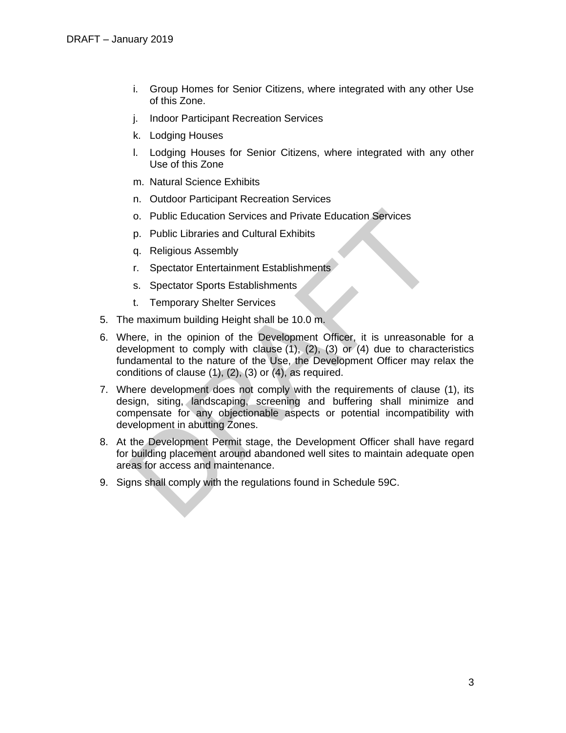i. Group Homes for Senior Citizens, where integrated with any other Use of this Zone.

j. Indoor Participant Recreation Services

k. Lodging Houses

l. Lodging Houses for Senior Citizens, where integrated with any other Use of this Zone

m. Natural Science Exhibits

n. Outdoor Participant Recreation Services

o. Public Education Services and Private Education Services

p. Public Libraries and Cultural Exhibits

q. Religious Assembly

r. Spectator Entertainment Establishments

s. Spectator Sports Establishments

t. Temporary Shelter Services

5. The maximum building Height shall be 10.0 m.

6. Where, in the opinion of the Development Officer, it is unreasonable for a development to comply with clause (1), (2), (3) or (4) due to characteristics fundamental to the nature of the Use, the Development Officer may relax the conditions of clause (1), (2), (3) or (4), as required.

7. Where development does not comply with the requirements of clause (1), its design, siting, landscaping, screening and buffering shall minimize and compensate for any objectionable aspects or potential incompatibility with development in abutting Zones.

8. At the Development Permit stage, the Development Officer shall have regard for building placement around abandoned well sites to maintain adequate open areas for access and maintenance.

9. Signs shall comply with the regulations found in Schedule 59C.